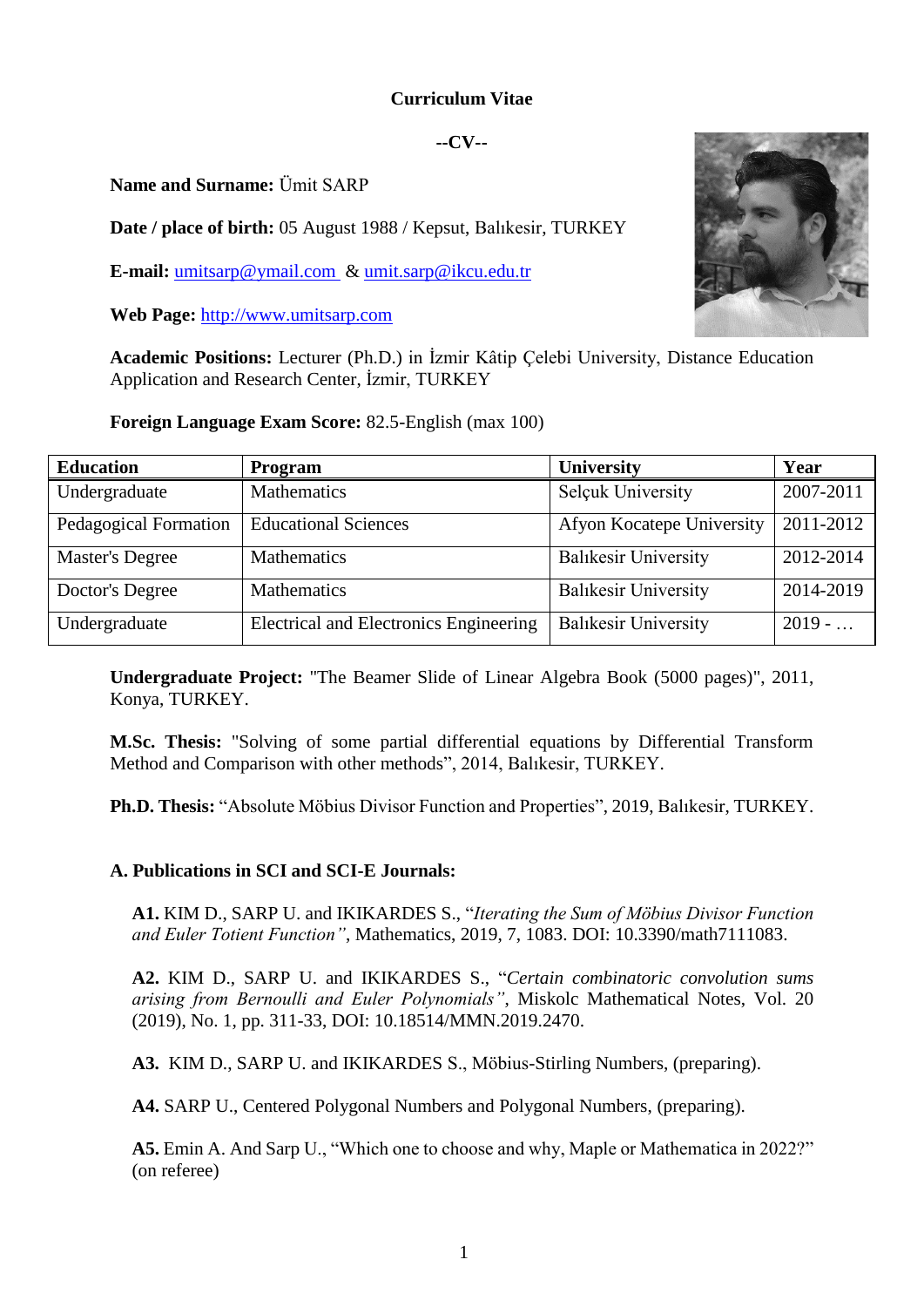# Curriculum Vitae

**--CV--**

**Name and Surname:** Ümit SARP

**Date / place of birth:** 05 August 1988 / Kepsut, Balıkesir, TURKEY

**E-mail:** umitsarp@ymail.com & umit.sarp@ikcu.edu.tr

**Web Page:** http://www.umitsarp.com

**Academic Positions:** Lecturer (Ph.D.) in İzmir Kâtip Çelebi University, Distance Education Application and Research Center, İzmir, TURKEY

**Foreign Language Exam Score:** 82.5-English (max 100)

| Education | Program | University | Year |
|---|---|---|---|
| Undergraduate | Mathematics | Selçuk University | 2007-2011 |
| Pedagogical Formation | Educational Sciences | Afyon Kocatepe University | 2011-2012 |
| Master's Degree | Mathematics | Balıkesir University | 2012-2014 |
| Doctor's Degree | Mathematics | Balıkesir University | 2014-2019 |
| Undergraduate | Electrical and Electronics Engineering | Balıkesir University | 2019 - … |

**Undergraduate Project:** "The Beamer Slide of Linear Algebra Book (5000 pages)", 2011, Konya, TURKEY.

**M.Sc. Thesis:** "Solving of some partial differential equations by Differential Transform Method and Comparison with other methods", 2014, Balıkesir, TURKEY.

**Ph.D. Thesis:** "Absolute Möbius Divisor Function and Properties", 2019, Balıkesir, TURKEY.

### A. Publications in SCI and SCI-E Journals:

**A1.** KIM D., SARP U. and IKIKARDES S., "*Iterating the Sum of Möbius Divisor Function and Euler Totient Function"*, Mathematics, 2019, 7, 1083. DOI: 10.3390/math7111083.

**A2.** KIM D., SARP U. and IKIKARDES S., "*Certain combinatoric convolution sums arising from Bernoulli and Euler Polynomials"*, Miskolc Mathematical Notes, Vol. 20 (2019), No. 1, pp. 311-33, DOI: 10.18514/MMN.2019.2470.

**A3.** KIM D., SARP U. and IKIKARDES S., Möbius-Stirling Numbers, (preparing).

**A4.** SARP U., Centered Polygonal Numbers and Polygonal Numbers, (preparing).

**A5.** Emin A. And Sarp U., "Which one to choose and why, Maple or Mathematica in 2022?" (on referee)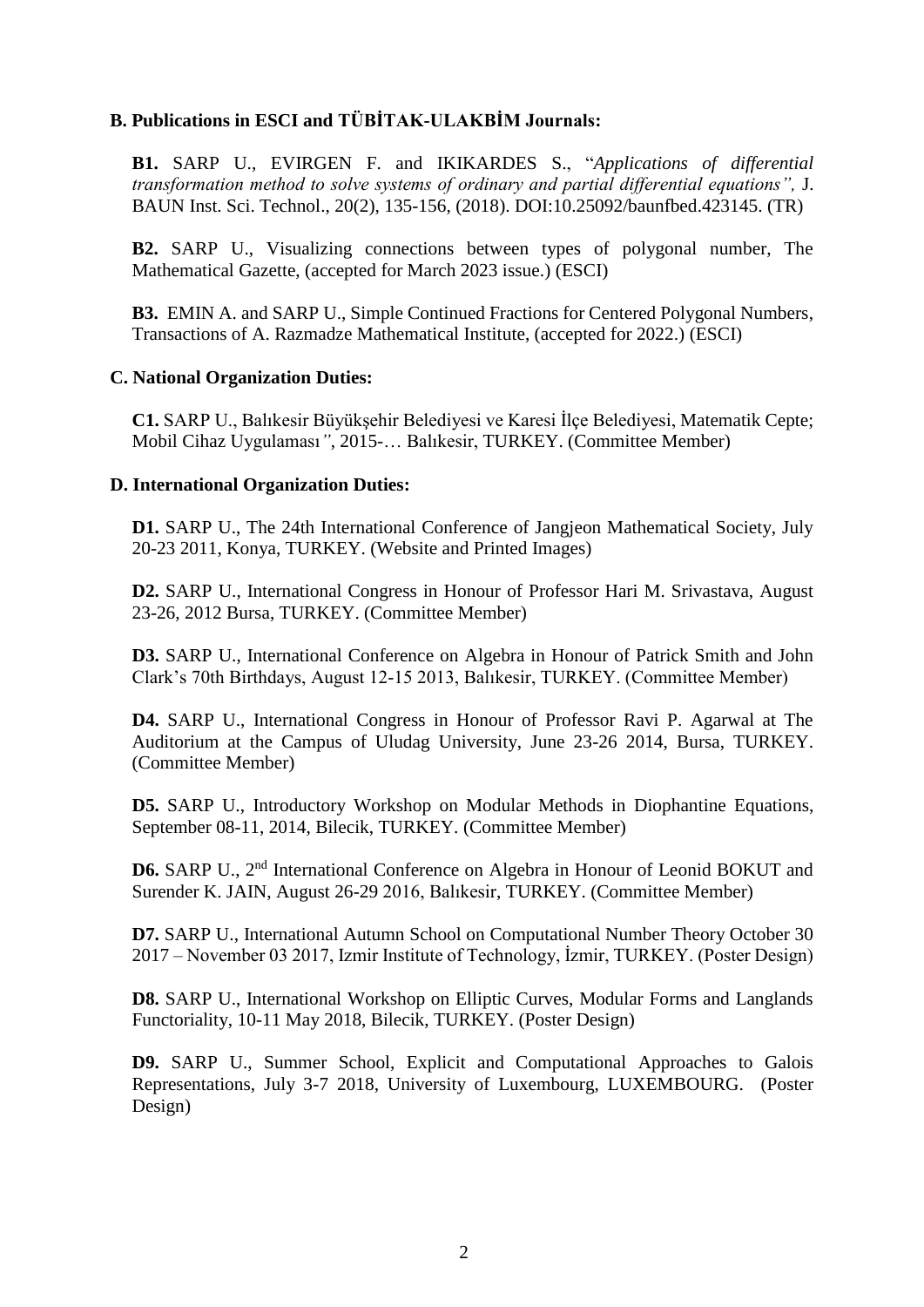**B. Publications in ESCI and TÜBİTAK-ULAKBİM Journals:**

**B1.** SARP U., EVIRGEN F. and IKIKARDES S., "*Applications of differential transformation method to solve systems of ordinary and partial differential equations",* J. BAUN Inst. Sci. Technol., 20(2), 135-156, (2018). DOI:10.25092/baunfbed.423145. (TR)

**B2.** SARP U., Visualizing connections between types of polygonal number, The Mathematical Gazette, (accepted for March 2023 issue.) (ESCI)

**B3.** EMIN A. and SARP U., Simple Continued Fractions for Centered Polygonal Numbers, Transactions of A. Razmadze Mathematical Institute, (accepted for 2022.) (ESCI)

**C. National Organization Duties:**

**C1.** SARP U., Balıkesir Büyükşehir Belediyesi ve Karesi İlçe Belediyesi, Matematik Cepte; Mobil Cihaz Uygulaması", 2015-… Balıkesir, TURKEY. (Committee Member)

**D. International Organization Duties:**

**D1.** SARP U., The 24th International Conference of Jangjeon Mathematical Society, July 20-23 2011, Konya, TURKEY. (Website and Printed Images)

**D2.** SARP U., International Congress in Honour of Professor Hari M. Srivastava, August 23-26, 2012 Bursa, TURKEY. (Committee Member)

**D3.** SARP U., International Conference on Algebra in Honour of Patrick Smith and John Clark's 70th Birthdays, August 12-15 2013, Balıkesir, TURKEY. (Committee Member)

**D4.** SARP U., International Congress in Honour of Professor Ravi P. Agarwal at The Auditorium at the Campus of Uludag University, June 23-26 2014, Bursa, TURKEY. (Committee Member)

**D5.** SARP U., Introductory Workshop on Modular Methods in Diophantine Equations, September 08-11, 2014, Bilecik, TURKEY. (Committee Member)

**D6.** SARP U., 2nd International Conference on Algebra in Honour of Leonid BOKUT and Surender K. JAIN, August 26-29 2016, Balıkesir, TURKEY. (Committee Member)

**D7.** SARP U., International Autumn School on Computational Number Theory October 30 2017 – November 03 2017, Izmir Institute of Technology, İzmir, TURKEY. (Poster Design)

**D8.** SARP U., International Workshop on Elliptic Curves, Modular Forms and Langlands Functoriality, 10-11 May 2018, Bilecik, TURKEY. (Poster Design)

**D9.** SARP U., Summer School, Explicit and Computational Approaches to Galois Representations, July 3-7 2018, University of Luxembourg, LUXEMBOURG. (Poster Design)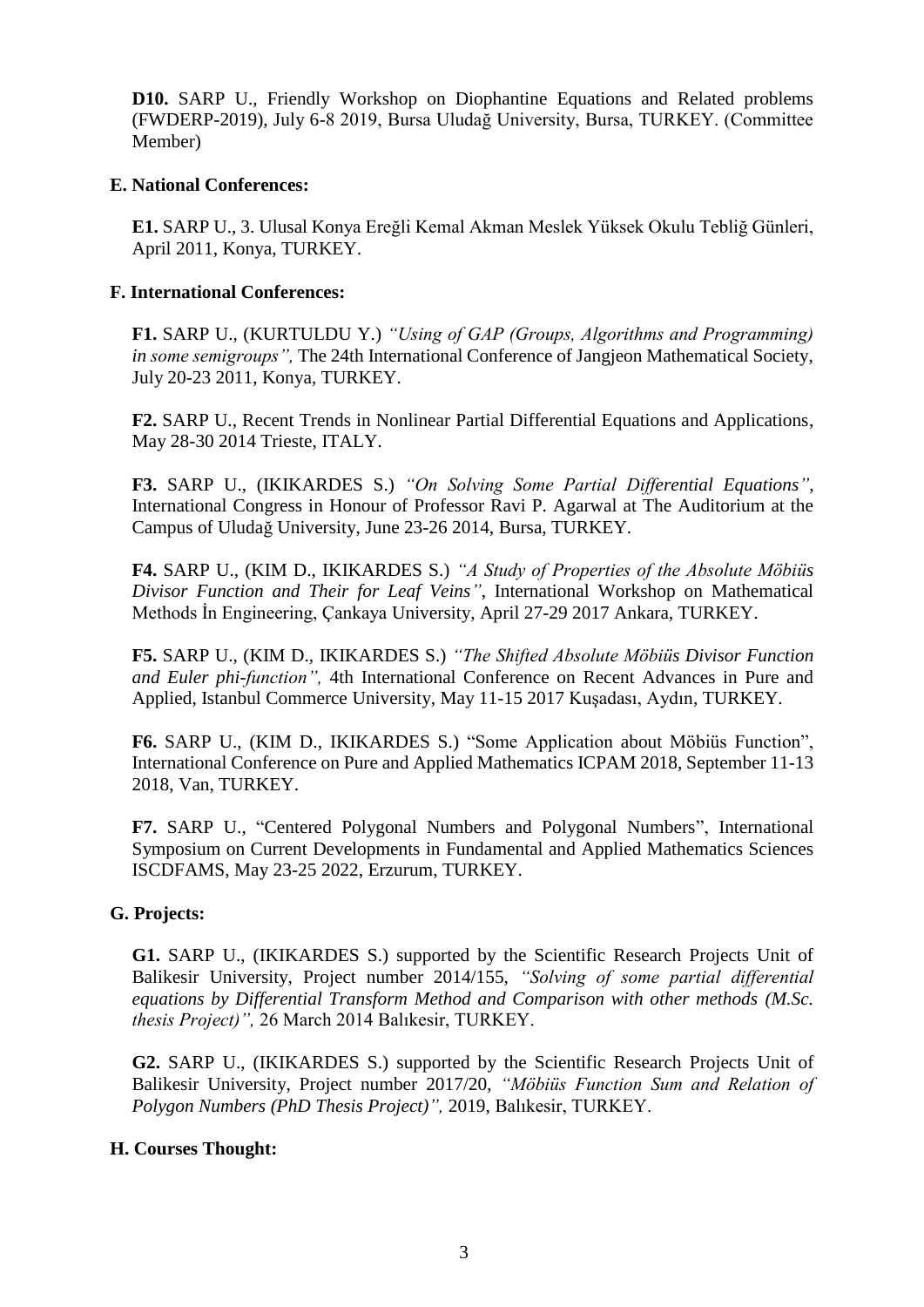**D10.** SARP U., Friendly Workshop on Diophantine Equations and Related problems (FWDERP-2019), July 6-8 2019, Bursa Uludağ University, Bursa, TURKEY. (Committee Member)

**E. National Conferences:**

**E1.** SARP U., 3. Ulusal Konya Ereğli Kemal Akman Meslek Yüksek Okulu Tebliğ Günleri, April 2011, Konya, TURKEY.

**F. International Conferences:**

**F1.** SARP U., (KURTULDU Y.) *"Using of GAP (Groups, Algorithms and Programming) in some semigroups",* The 24th International Conference of Jangjeon Mathematical Society, July 20-23 2011, Konya, TURKEY.

**F2.** SARP U., Recent Trends in Nonlinear Partial Differential Equations and Applications, May 28-30 2014 Trieste, ITALY.

**F3.** SARP U., (IKIKARDES S.) *"On Solving Some Partial Differential Equations"*, International Congress in Honour of Professor Ravi P. Agarwal at The Auditorium at the Campus of Uludağ University, June 23-26 2014, Bursa, TURKEY.

**F4.** SARP U., (KIM D., IKIKARDES S.) *"A Study of Properties of the Absolute Möbiüs Divisor Function and Their for Leaf Veins"*, International Workshop on Mathematical Methods İn Engineering, Çankaya University, April 27-29 2017 Ankara, TURKEY.

**F5.** SARP U., (KIM D., IKIKARDES S.) *"The Shifted Absolute Möbiüs Divisor Function and Euler phi-function",* 4th International Conference on Recent Advances in Pure and Applied, Istanbul Commerce University, May 11-15 2017 Kuşadası, Aydın, TURKEY.

**F6.** SARP U., (KIM D., IKIKARDES S.) "Some Application about Möbiüs Function", International Conference on Pure and Applied Mathematics ICPAM 2018, September 11-13 2018, Van, TURKEY.

**F7.** SARP U., "Centered Polygonal Numbers and Polygonal Numbers", International Symposium on Current Developments in Fundamental and Applied Mathematics Sciences ISCDFAMS, May 23-25 2022, Erzurum, TURKEY.

**G. Projects:**

**G1.** SARP U., (IKIKARDES S.) supported by the Scientific Research Projects Unit of Balikesir University, Project number 2014/155, *"Solving of some partial differential equations by Differential Transform Method and Comparison with other methods (M.Sc. thesis Project)",* 26 March 2014 Balıkesir, TURKEY.

**G2.** SARP U., (IKIKARDES S.) supported by the Scientific Research Projects Unit of Balikesir University, Project number 2017/20, *"Möbiüs Function Sum and Relation of Polygon Numbers (PhD Thesis Project)",* 2019, Balıkesir, TURKEY.

**H. Courses Thought:**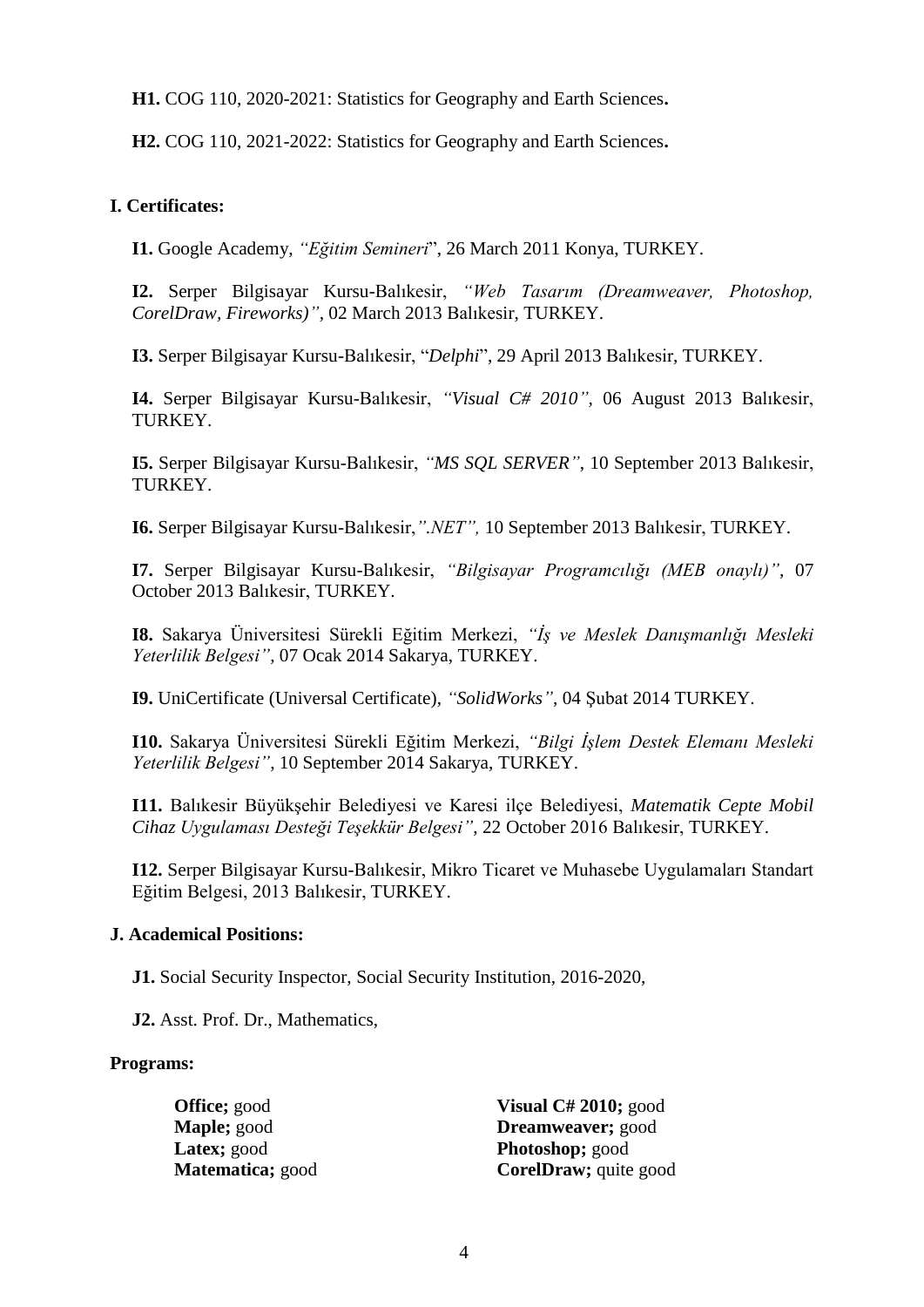**H1.** COG 110, 2020-2021: Statistics for Geography and Earth Sciences**.**

**H2.** COG 110, 2021-2022: Statistics for Geography and Earth Sciences**.**

### I. Certificates:

**I1.** Google Academy, *"Eğitim Semineri*", 26 March 2011 Konya, TURKEY.

**I2.** Serper Bilgisayar Kursu-Balıkesir, *"Web Tasarım (Dreamweaver, Photoshop, CorelDraw, Fireworks)"*, 02 March 2013 Balıkesir, TURKEY.

**I3.** Serper Bilgisayar Kursu-Balıkesir, "*Delphi*", 29 April 2013 Balıkesir, TURKEY.

**I4.** Serper Bilgisayar Kursu-Balıkesir, *"Visual C# 2010"*, 06 August 2013 Balıkesir, TURKEY.

**I5.** Serper Bilgisayar Kursu-Balıkesir, *"MS SQL SERVER"*, 10 September 2013 Balıkesir, TURKEY.

**I6.** Serper Bilgisayar Kursu-Balıkesir,*".NET",* 10 September 2013 Balıkesir, TURKEY.

**I7.** Serper Bilgisayar Kursu-Balıkesir, *"Bilgisayar Programcılığı (MEB onaylı)"*, 07 October 2013 Balıkesir, TURKEY.

**I8.** Sakarya Üniversitesi Sürekli Eğitim Merkezi, *"İş ve Meslek Danışmanlığı Mesleki Yeterlilik Belgesi"*, 07 Ocak 2014 Sakarya, TURKEY.

**I9.** UniCertificate (Universal Certificate), *"SolidWorks"*, 04 Şubat 2014 TURKEY.

**I10.** Sakarya Üniversitesi Sürekli Eğitim Merkezi, *"Bilgi İşlem Destek Elemanı Mesleki Yeterlilik Belgesi"*, 10 September 2014 Sakarya, TURKEY.

**I11.** Balıkesir Büyükşehir Belediyesi ve Karesi ilçe Belediyesi, *Matematik Cepte Mobil Cihaz Uygulaması Desteği Teşekkür Belgesi"*, 22 October 2016 Balıkesir, TURKEY.

**I12.** Serper Bilgisayar Kursu-Balıkesir, Mikro Ticaret ve Muhasebe Uygulamaları Standart Eğitim Belgesi, 2013 Balıkesir, TURKEY.

### J. Academical Positions:

**J1.** Social Security Inspector, Social Security Institution, 2016-2020,

**J2.** Asst. Prof. Dr., Mathematics,

### Programs:

**Office;** good
**Maple;** good
**Latex;** good
**Matematica;** good

**Visual C# 2010;** good
**Dreamweaver;** good
**Photoshop;** good
**CorelDraw;** quite good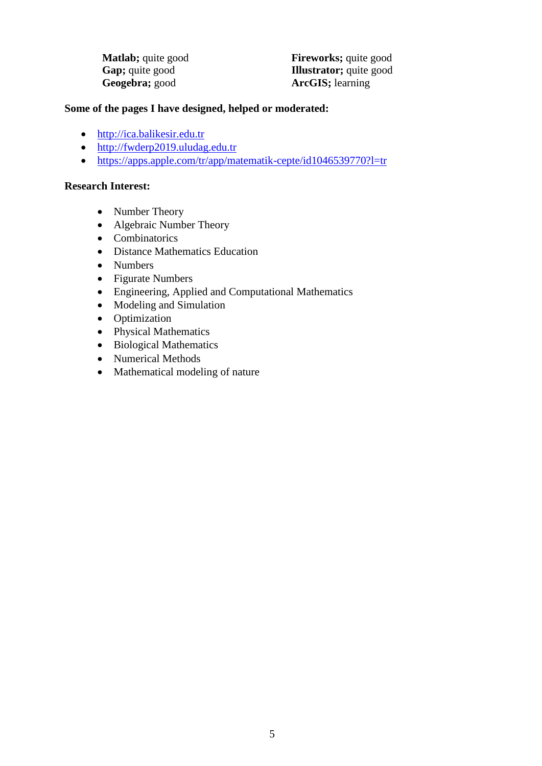**Matlab;** quite good
**Gap;** quite good
**Geogebra;** good
**Fireworks;** quite good
**Illustrator;** quite good
**ArcGIS;** learning

**Some of the pages I have designed, helped or moderated:**

- http://ica.balikesir.edu.tr
- http://fwderp2019.uludag.edu.tr
- https://apps.apple.com/tr/app/matematik-cepte/id1046539770?l=tr

**Research Interest:**

- Number Theory
- Algebraic Number Theory
- Combinatorics
- Distance Mathematics Education
- Numbers
- Figurate Numbers
- Engineering, Applied and Computational Mathematics
- Modeling and Simulation
- Optimization
- Physical Mathematics
- Biological Mathematics
- Numerical Methods
- Mathematical modeling of nature